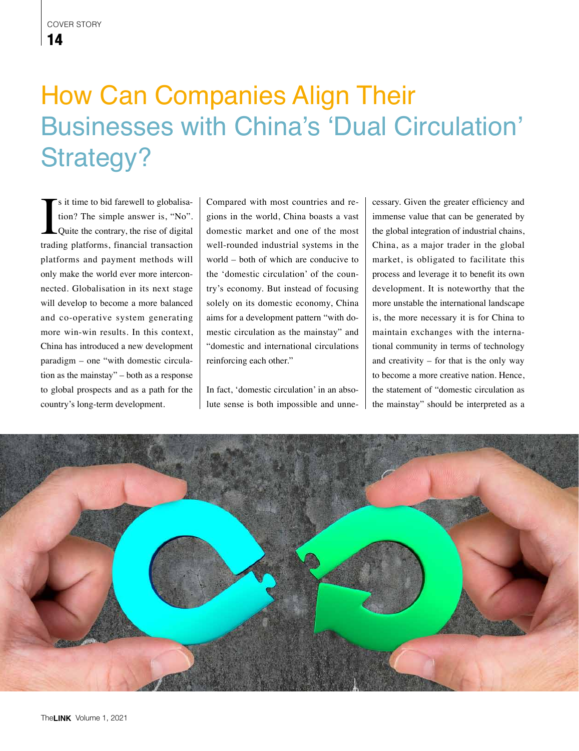# How Can Companies Align Their Businesses with China's 'Dual Circulation' Strategy?

Is it time to bid farewell to globalisation? The simple answer is, "No". Quite the contrary, the rise of digital trading platforms, financial transaction platforms and payment methods will only make the world ever more interconnected. Globalisation in its next stage will develop to become a more balanced and co-operative system generating more win-win results. In this context, China has introduced a new development paradigm – one "with domestic circulation as the mainstay" – both as a response to global prospects and as a path for the country's long-term development.

Compared with most countries and regions in the world, China boasts a vast domestic market and one of the most well-rounded industrial systems in the world – both of which are conducive to the 'domestic circulation' of the country's economy. But instead of focusing solely on its domestic economy, China aims for a development pattern "with domestic circulation as the mainstay" and "domestic and international circulations reinforcing each other."

In fact, 'domestic circulation' in an absolute sense is both impossible and unnecessary. Given the greater efficiency and immense value that can be generated by the global integration of industrial chains, China, as a major trader in the global market, is obligated to facilitate this process and leverage it to benefit its own development. It is noteworthy that the more unstable the international landscape is, the more necessary it is for China to maintain exchanges with the international community in terms of technology and creativity – for that is the only way to become a more creative nation. Hence, the statement of "domestic circulation as the mainstay" should be interpreted as a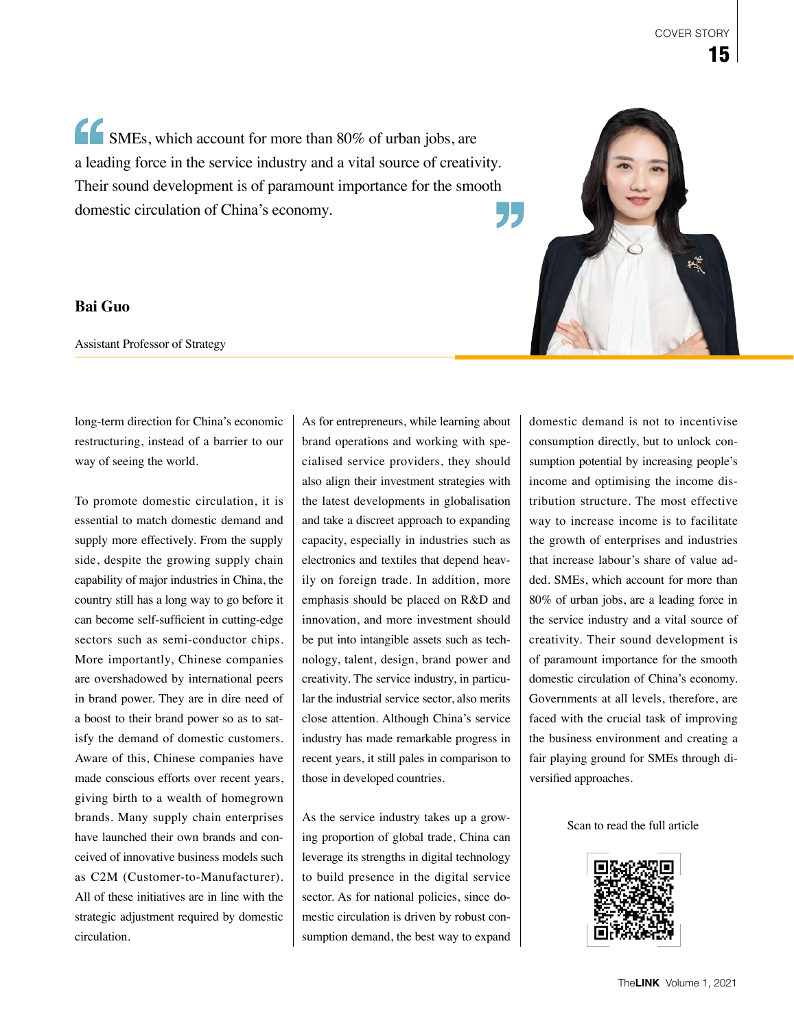> SMEs, which account for more than 80% of urban jobs, are a leading force in the service industry and a vital source of creativity. Their sound development is of paramount importance for the smooth domestic circulation of China's economy.

**Bai Guo**

Assistant Professor of Strategy

long-term direction for China's economic restructuring, instead of a barrier to our way of seeing the world.

To promote domestic circulation, it is essential to match domestic demand and supply more effectively. From the supply side, despite the growing supply chain capability of major industries in China, the country still has a long way to go before it can become self-sufficient in cutting-edge sectors such as semi-conductor chips. More importantly, Chinese companies are overshadowed by international peers in brand power. They are in dire need of a boost to their brand power so as to satisfy the demand of domestic customers. Aware of this, Chinese companies have made conscious efforts over recent years, giving birth to a wealth of homegrown brands. Many supply chain enterprises have launched their own brands and conceived of innovative business models such as C2M (Customer-to-Manufacturer). All of these initiatives are in line with the strategic adjustment required by domestic circulation.

As for entrepreneurs, while learning about brand operations and working with specialised service providers, they should also align their investment strategies with the latest developments in globalisation and take a discreet approach to expanding capacity, especially in industries such as electronics and textiles that depend heavily on foreign trade. In addition, more emphasis should be placed on R&D and innovation, and more investment should be put into intangible assets such as technology, talent, design, brand power and creativity. The service industry, in particular the industrial service sector, also merits close attention. Although China's service industry has made remarkable progress in recent years, it still pales in comparison to those in developed countries.

As the service industry takes up a growing proportion of global trade, China can leverage its strengths in digital technology to build presence in the digital service sector. As for national policies, since domestic circulation is driven by robust consumption demand, the best way to expand domestic demand is not to incentivise consumption directly, but to unlock consumption potential by increasing people's income and optimising the income distribution structure. The most effective way to increase income is to facilitate the growth of enterprises and industries that increase labour's share of value added. SMEs, which account for more than 80% of urban jobs, are a leading force in the service industry and a vital source of creativity. Their sound development is of paramount importance for the smooth domestic circulation of China's economy. Governments at all levels, therefore, are faced with the crucial task of improving the business environment and creating a fair playing ground for SMEs through diversified approaches.

Scan to read the full article